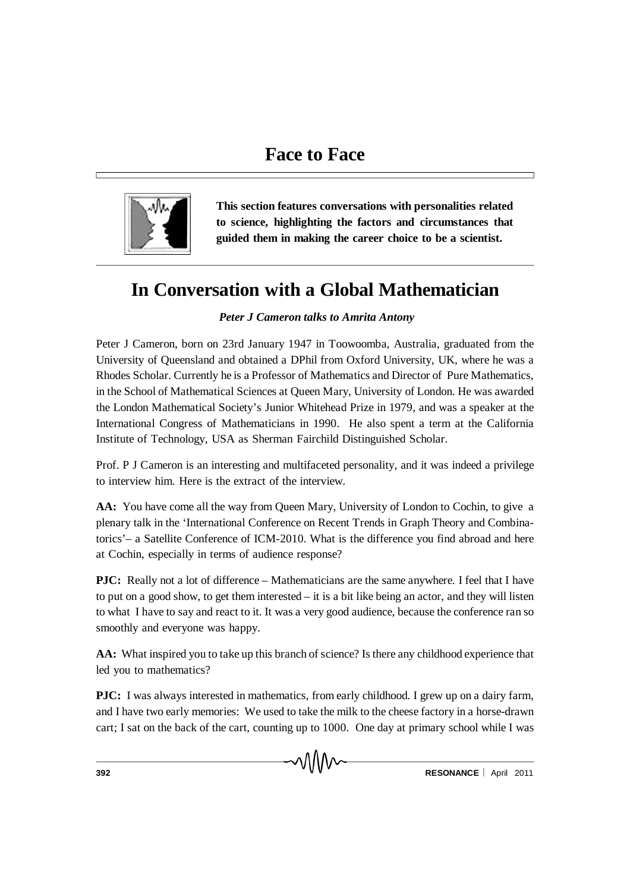# Face to Face

**This section features conversations with personalities related to science, highlighting the factors and circumstances that guided them in making the career choice to be a scientist.**

## In Conversation with a Global Mathematician

***Peter J Cameron talks to Amrita Antony***

Peter J Cameron, born on 23rd January 1947 in Toowoomba, Australia, graduated from the University of Queensland and obtained a DPhil from Oxford University, UK, where he was a Rhodes Scholar. Currently he is a Professor of Mathematics and Director of Pure Mathematics, in the School of Mathematical Sciences at Queen Mary, University of London. He was awarded the London Mathematical Society's Junior Whitehead Prize in 1979, and was a speaker at the International Congress of Mathematicians in 1990. He also spent a term at the California Institute of Technology, USA as Sherman Fairchild Distinguished Scholar.

Prof. P J Cameron is an interesting and multifaceted personality, and it was indeed a privilege to interview him. Here is the extract of the interview.

**AA:** You have come all the way from Queen Mary, University of London to Cochin, to give a plenary talk in the 'International Conference on Recent Trends in Graph Theory and Combinatorics'– a Satellite Conference of ICM-2010. What is the difference you find abroad and here at Cochin, especially in terms of audience response?

**PJC:** Really not a lot of difference – Mathematicians are the same anywhere. I feel that I have to put on a good show, to get them interested – it is a bit like being an actor, and they will listen to what I have to say and react to it. It was a very good audience, because the conference ran so smoothly and everyone was happy.

**AA:** What inspired you to take up this branch of science? Is there any childhood experience that led you to mathematics?

**PJC:** I was always interested in mathematics, from early childhood. I grew up on a dairy farm, and I have two early memories: We used to take the milk to the cheese factory in a horse-drawn cart; I sat on the back of the cart, counting up to 1000. One day at primary school while I was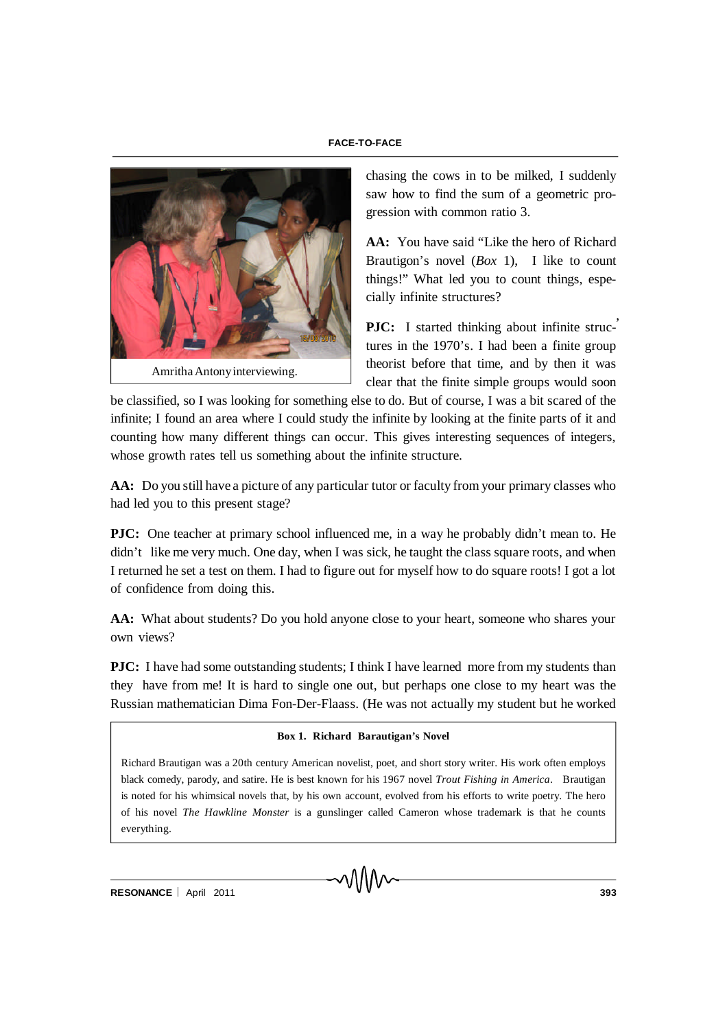chasing the cows in to be milked, I suddenly saw how to find the sum of a geometric progression with common ratio 3.

Amritha Antony interviewing.

**AA:** You have said "Like the hero of Richard Brautigon's novel (*Box* 1), I like to count things!" What led you to count things, especially infinite structures?

**PJC:** I started thinking about infinite structures in the 1970's. I had been a finite group theorist before that time, and by then it was clear that the finite simple groups would soon be classified, so I was looking for something else to do. But of course, I was a bit scared of the infinite; I found an area where I could study the infinite by looking at the finite parts of it and counting how many different things can occur. This gives interesting sequences of integers, whose growth rates tell us something about the infinite structure.

**AA:** Do you still have a picture of any particular tutor or faculty from your primary classes who had led you to this present stage?

**PJC:** One teacher at primary school influenced me, in a way he probably didn't mean to. He didn't like me very much. One day, when I was sick, he taught the class square roots, and when I returned he set a test on them. I had to figure out for myself how to do square roots! I got a lot of confidence from doing this.

**AA:** What about students? Do you hold anyone close to your heart, someone who shares your own views?

**PJC:** I have had some outstanding students; I think I have learned more from my students than they have from me! It is hard to single one out, but perhaps one close to my heart was the Russian mathematician Dima Fon-Der-Flaass. (He was not actually my student but he worked

**Box 1. Richard Barautigan's Novel**

Richard Brautigan was a 20th century American novelist, poet, and short story writer. His work often employs black comedy, parody, and satire. He is best known for his 1967 novel *Trout Fishing in America*. Brautigan is noted for his whimsical novels that, by his own account, evolved from his efforts to write poetry. The hero of his novel *The Hawkline Monster* is a gunslinger called Cameron whose trademark is that he counts everything.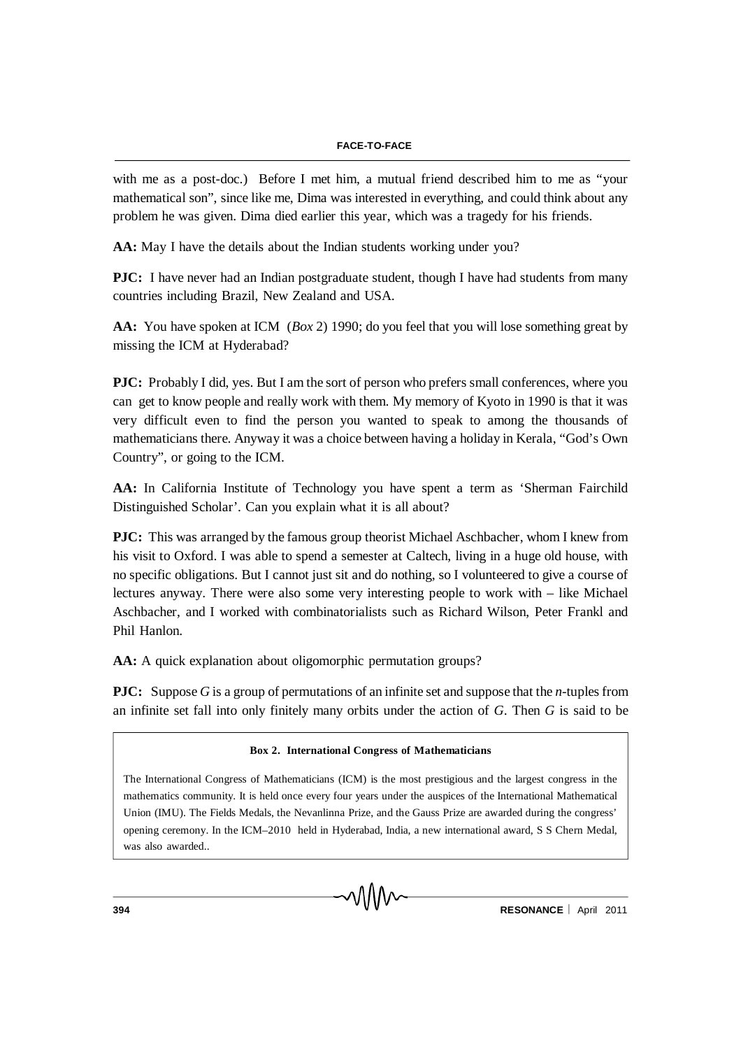with me as a post-doc.) Before I met him, a mutual friend described him to me as "your mathematical son", since like me, Dima was interested in everything, and could think about any problem he was given. Dima died earlier this year, which was a tragedy for his friends.

**AA:** May I have the details about the Indian students working under you?

**PJC:** I have never had an Indian postgraduate student, though I have had students from many countries including Brazil, New Zealand and USA.

**AA:** You have spoken at ICM (*Box* 2) 1990; do you feel that you will lose something great by missing the ICM at Hyderabad?

**PJC:** Probably I did, yes. But I am the sort of person who prefers small conferences, where you can get to know people and really work with them. My memory of Kyoto in 1990 is that it was very difficult even to find the person you wanted to speak to among the thousands of mathematicians there. Anyway it was a choice between having a holiday in Kerala, "God's Own Country", or going to the ICM.

**AA:** In California Institute of Technology you have spent a term as 'Sherman Fairchild Distinguished Scholar'. Can you explain what it is all about?

**PJC:** This was arranged by the famous group theorist Michael Aschbacher, whom I knew from his visit to Oxford. I was able to spend a semester at Caltech, living in a huge old house, with no specific obligations. But I cannot just sit and do nothing, so I volunteered to give a course of lectures anyway. There were also some very interesting people to work with – like Michael Aschbacher, and I worked with combinatorialists such as Richard Wilson, Peter Frankl and Phil Hanlon.

**AA:** A quick explanation about oligomorphic permutation groups?

**PJC:** Suppose $G$ is a group of permutations of an infinite set and suppose that the $n$-tuples from an infinite set fall into only finitely many orbits under the action of $G$. Then $G$ is said to be

> **Box 2. International Congress of Mathematicians**
>
> The International Congress of Mathematicians (ICM) is the most prestigious and the largest congress in the mathematics community. It is held once every four years under the auspices of the International Mathematical Union (IMU). The Fields Medals, the Nevanlinna Prize, and the Gauss Prize are awarded during the congress' opening ceremony. In the ICM–2010 held in Hyderabad, India, a new international award, S S Chern Medal, was also awarded..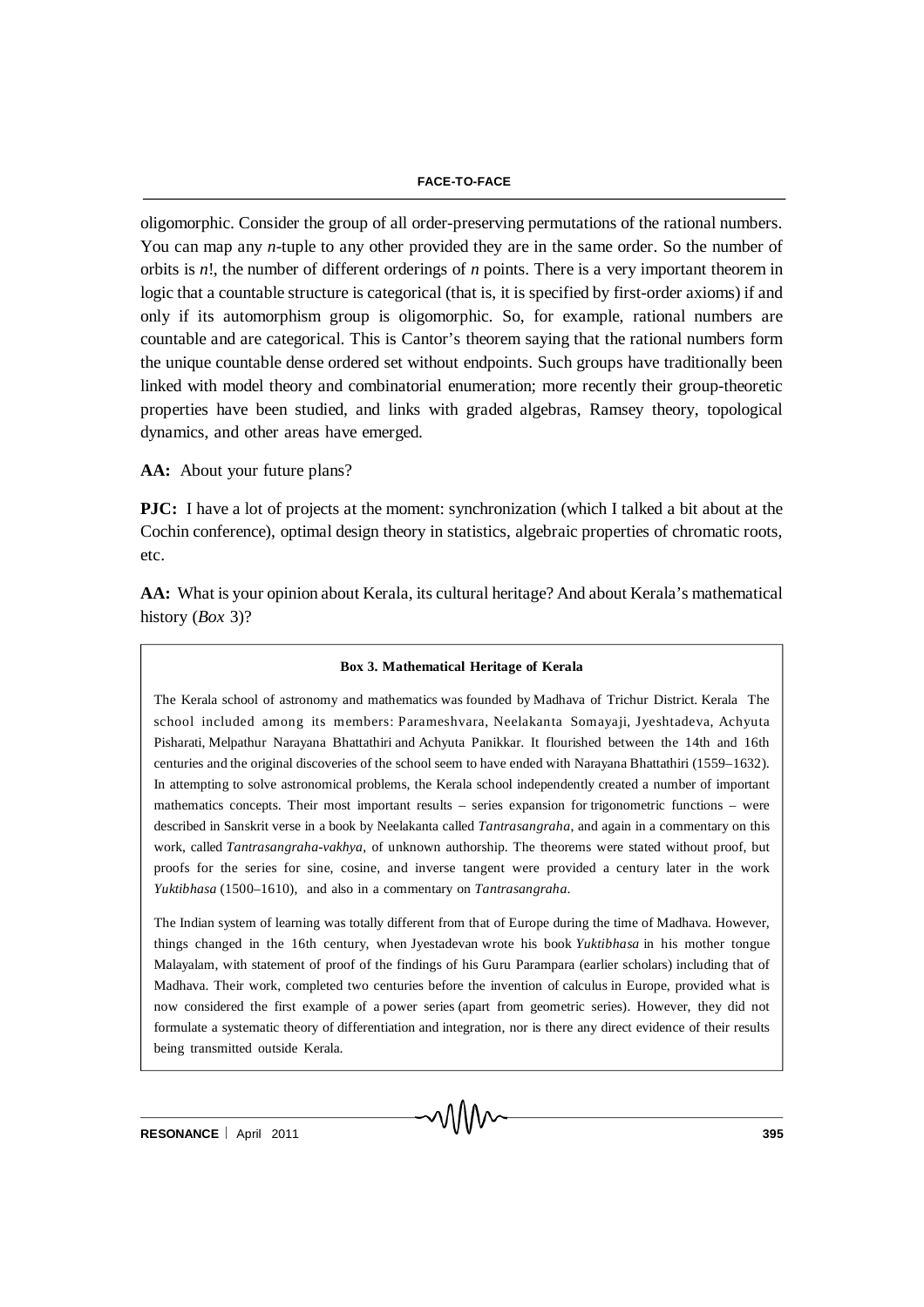oligomorphic. Consider the group of all order-preserving permutations of the rational numbers. You can map any $n$-tuple to any other provided they are in the same order. So the number of orbits is $n!$, the number of different orderings of $n$ points. There is a very important theorem in logic that a countable structure is categorical (that is, it is specified by first-order axioms) if and only if its automorphism group is oligomorphic. So, for example, rational numbers are countable and are categorical. This is Cantor's theorem saying that the rational numbers form the unique countable dense ordered set without endpoints. Such groups have traditionally been linked with model theory and combinatorial enumeration; more recently their group-theoretic properties have been studied, and links with graded algebras, Ramsey theory, topological dynamics, and other areas have emerged.

**AA:** About your future plans?

**PJC:** I have a lot of projects at the moment: synchronization (which I talked a bit about at the Cochin conference), optimal design theory in statistics, algebraic properties of chromatic roots, etc.

**AA:** What is your opinion about Kerala, its cultural heritage? And about Kerala's mathematical history (*Box* 3)?

**Box 3. Mathematical Heritage of Kerala**

The Kerala school of astronomy and mathematics was founded by Madhava of Trichur District. Kerala The school included among its members: Parameshvara, Neelakanta Somayaji, Jyeshtadeva, Achyuta Pisharati, Melpathur Narayana Bhattathiri and Achyuta Panikkar. It flourished between the 14th and 16th centuries and the original discoveries of the school seem to have ended with Narayana Bhattathiri (1559–1632). In attempting to solve astronomical problems, the Kerala school independently created a number of important mathematics concepts. Their most important results – series expansion for trigonometric functions – were described in Sanskrit verse in a book by Neelakanta called *Tantrasangraha*, and again in a commentary on this work, called *Tantrasangraha-vakhya*, of unknown authorship. The theorems were stated without proof, but proofs for the series for sine, cosine, and inverse tangent were provided a century later in the work *Yuktibhasa* (1500–1610), and also in a commentary on *Tantrasangraha*.

The Indian system of learning was totally different from that of Europe during the time of Madhava. However, things changed in the 16th century, when Jyestadevan wrote his book *Yuktibhasa* in his mother tongue Malayalam, with statement of proof of the findings of his Guru Parampara (earlier scholars) including that of Madhava. Their work, completed two centuries before the invention of calculus in Europe, provided what is now considered the first example of a power series (apart from geometric series). However, they did not formulate a systematic theory of differentiation and integration, nor is there any direct evidence of their results being transmitted outside Kerala.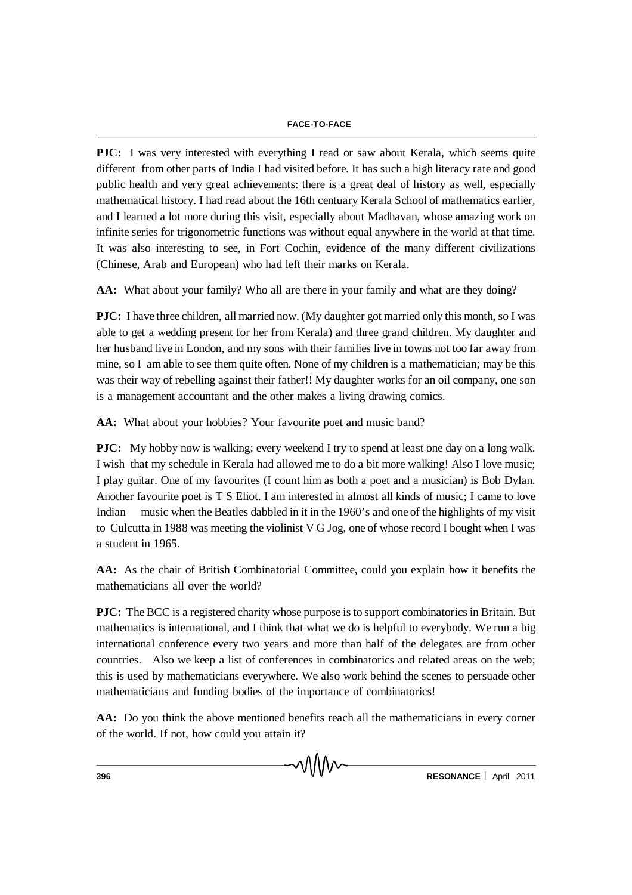**PJC:** I was very interested with everything I read or saw about Kerala, which seems quite different from other parts of India I had visited before. It has such a high literacy rate and good public health and very great achievements: there is a great deal of history as well, especially mathematical history. I had read about the 16th centuary Kerala School of mathematics earlier, and I learned a lot more during this visit, especially about Madhavan, whose amazing work on infinite series for trigonometric functions was without equal anywhere in the world at that time. It was also interesting to see, in Fort Cochin, evidence of the many different civilizations (Chinese, Arab and European) who had left their marks on Kerala.

**AA:** What about your family? Who all are there in your family and what are they doing?

**PJC:** I have three children, all married now. (My daughter got married only this month, so I was able to get a wedding present for her from Kerala) and three grand children. My daughter and her husband live in London, and my sons with their families live in towns not too far away from mine, so I am able to see them quite often. None of my children is a mathematician; may be this was their way of rebelling against their father!! My daughter works for an oil company, one son is a management accountant and the other makes a living drawing comics.

**AA:** What about your hobbies? Your favourite poet and music band?

**PJC:** My hobby now is walking; every weekend I try to spend at least one day on a long walk. I wish that my schedule in Kerala had allowed me to do a bit more walking! Also I love music; I play guitar. One of my favourites (I count him as both a poet and a musician) is Bob Dylan. Another favourite poet is T S Eliot. I am interested in almost all kinds of music; I came to love Indian music when the Beatles dabbled in it in the 1960's and one of the highlights of my visit to Culcutta in 1988 was meeting the violinist V G Jog, one of whose record I bought when I was a student in 1965.

**AA:** As the chair of British Combinatorial Committee, could you explain how it benefits the mathematicians all over the world?

**PJC:** The BCC is a registered charity whose purpose is to support combinatorics in Britain. But mathematics is international, and I think that what we do is helpful to everybody. We run a big international conference every two years and more than half of the delegates are from other countries. Also we keep a list of conferences in combinatorics and related areas on the web; this is used by mathematicians everywhere. We also work behind the scenes to persuade other mathematicians and funding bodies of the importance of combinatorics!

**AA:** Do you think the above mentioned benefits reach all the mathematicians in every corner of the world. If not, how could you attain it?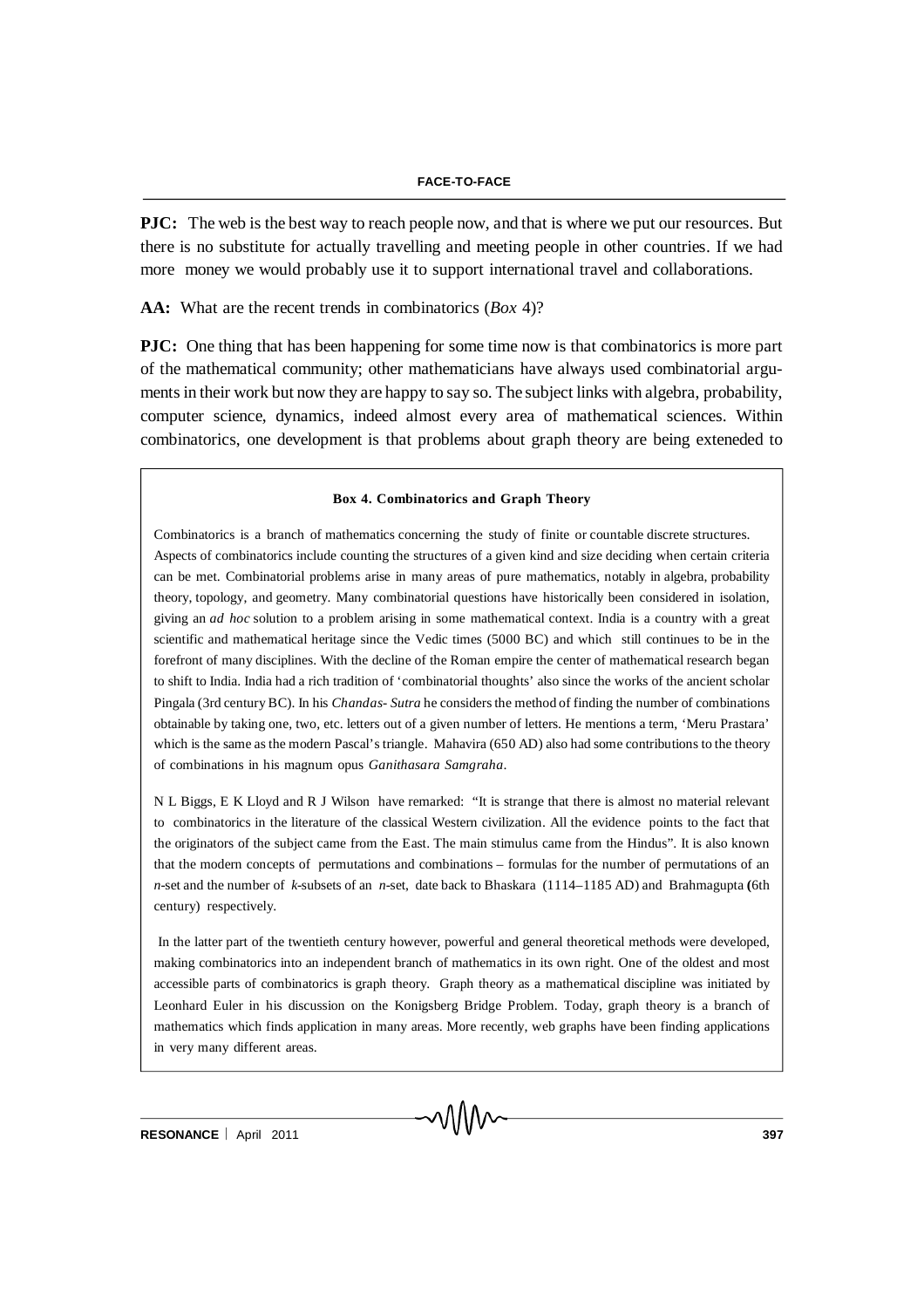**PJC:** The web is the best way to reach people now, and that is where we put our resources. But there is no substitute for actually travelling and meeting people in other countries. If we had more money we would probably use it to support international travel and collaborations.

**AA:** What are the recent trends in combinatorics (*Box* 4)?

**PJC:** One thing that has been happening for some time now is that combinatorics is more part of the mathematical community; other mathematicians have always used combinatorial arguments in their work but now they are happy to say so. The subject links with algebra, probability, computer science, dynamics, indeed almost every area of mathematical sciences. Within combinatorics, one development is that problems about graph theory are being exteneded to

---

**Box 4. Combinatorics and Graph Theory**

Combinatorics is a branch of mathematics concerning the study of finite or countable discrete structures. Aspects of combinatorics include counting the structures of a given kind and size deciding when certain criteria can be met. Combinatorial problems arise in many areas of pure mathematics, notably in algebra, probability theory, topology, and geometry. Many combinatorial questions have historically been considered in isolation, giving an *ad hoc* solution to a problem arising in some mathematical context. India is a country with a great scientific and mathematical heritage since the Vedic times (5000 BC) and which still continues to be in the forefront of many disciplines. With the decline of the Roman empire the center of mathematical research began to shift to India. India had a rich tradition of 'combinatorial thoughts' also since the works of the ancient scholar Pingala (3rd century BC). In his *Chandas- Sutra* he considers the method of finding the number of combinations obtainable by taking one, two, etc. letters out of a given number of letters. He mentions a term, 'Meru Prastara' which is the same as the modern Pascal's triangle. Mahavira (650 AD) also had some contributions to the theory of combinations in his magnum opus *Ganithasara Samgraha*.

N L Biggs, E K Lloyd and R J Wilson have remarked: "It is strange that there is almost no material relevant to combinatorics in the literature of the classical Western civilization. All the evidence points to the fact that the originators of the subject came from the East. The main stimulus came from the Hindus". It is also known that the modern concepts of permutations and combinations – formulas for the number of permutations of an $n$-set and the number of $k$-subsets of an $n$-set, date back to Bhaskara (1114–1185 AD) and Brahmagupta (6th century) respectively.

In the latter part of the twentieth century however, powerful and general theoretical methods were developed, making combinatorics into an independent branch of mathematics in its own right. One of the oldest and most accessible parts of combinatorics is graph theory. Graph theory as a mathematical discipline was initiated by Leonhard Euler in his discussion on the Konigsberg Bridge Problem. Today, graph theory is a branch of mathematics which finds application in many areas. More recently, web graphs have been finding applications in very many different areas.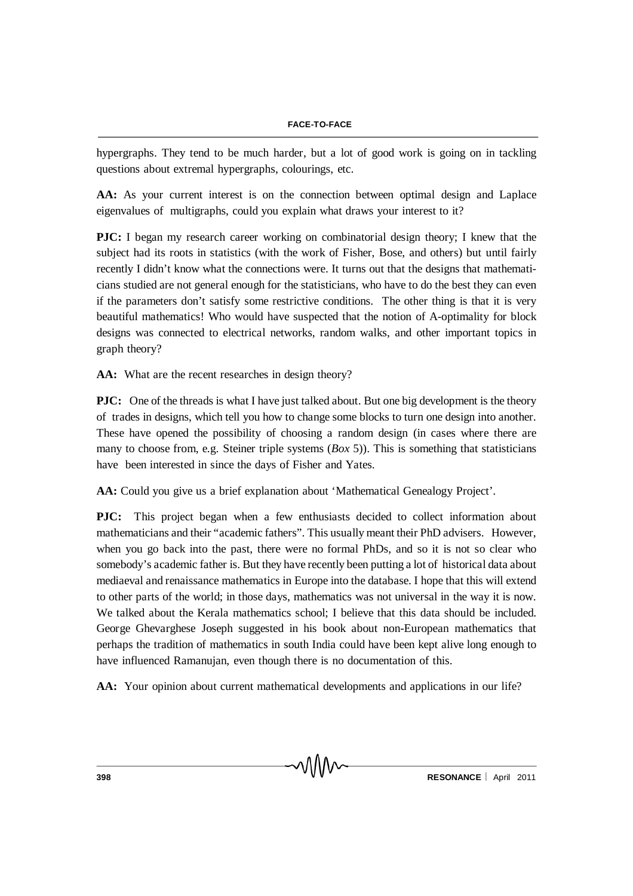hypergraphs. They tend to be much harder, but a lot of good work is going on in tackling questions about extremal hypergraphs, colourings, etc.

**AA:** As your current interest is on the connection between optimal design and Laplace eigenvalues of multigraphs, could you explain what draws your interest to it?

**PJC:** I began my research career working on combinatorial design theory; I knew that the subject had its roots in statistics (with the work of Fisher, Bose, and others) but until fairly recently I didn't know what the connections were. It turns out that the designs that mathematicians studied are not general enough for the statisticians, who have to do the best they can even if the parameters don't satisfy some restrictive conditions. The other thing is that it is very beautiful mathematics! Who would have suspected that the notion of A-optimality for block designs was connected to electrical networks, random walks, and other important topics in graph theory?

**AA:** What are the recent researches in design theory?

**PJC:** One of the threads is what I have just talked about. But one big development is the theory of trades in designs, which tell you how to change some blocks to turn one design into another. These have opened the possibility of choosing a random design (in cases where there are many to choose from, e.g. Steiner triple systems (*Box* 5)). This is something that statisticians have been interested in since the days of Fisher and Yates.

**AA:** Could you give us a brief explanation about 'Mathematical Genealogy Project'.

**PJC:** This project began when a few enthusiasts decided to collect information about mathematicians and their "academic fathers". This usually meant their PhD advisers. However, when you go back into the past, there were no formal PhDs, and so it is not so clear who somebody's academic father is. But they have recently been putting a lot of historical data about mediaeval and renaissance mathematics in Europe into the database. I hope that this will extend to other parts of the world; in those days, mathematics was not universal in the way it is now. We talked about the Kerala mathematics school; I believe that this data should be included. George Ghevarghese Joseph suggested in his book about non-European mathematics that perhaps the tradition of mathematics in south India could have been kept alive long enough to have influenced Ramanujan, even though there is no documentation of this.

**AA:** Your opinion about current mathematical developments and applications in our life?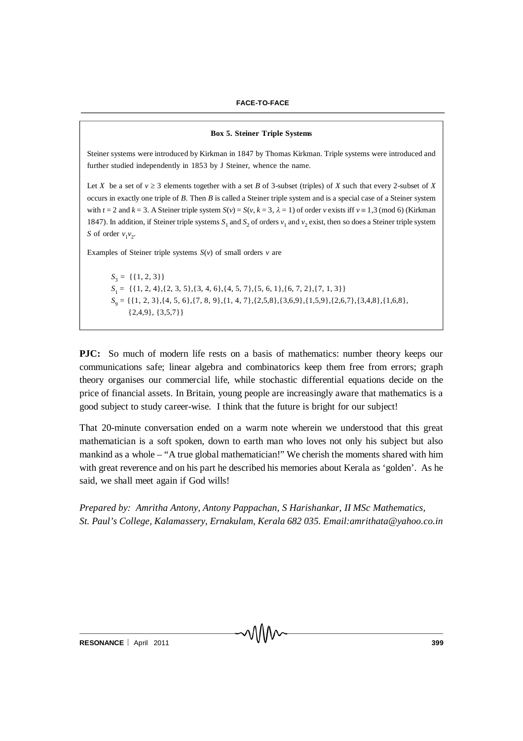**Box 5. Steiner Triple Systems**

Steiner systems were introduced by Kirkman in 1847 by Thomas Kirkman. Triple systems were introduced and further studied independently in 1853 by J Steiner, whence the name.

Let $X$ be a set of $v \geq 3$ elements together with a set $B$ of 3-subset (triples) of $X$ such that every 2-subset of $X$ occurs in exactly one triple of $B$. Then $B$ is called a Steiner triple system and is a special case of a Steiner system with $t = 2$ and $k = 3$. A Steiner triple system $S(v) = S(v, k = 3, \lambda = 1)$ of order $v$ exists iff $v \equiv 1,3 \pmod 6$ (Kirkman 1847). In addition, if Steiner triple systems $S_1$ and $S_2$ of orders $v_1$ and $v_2$ exist, then so does a Steiner triple system $S$ of order $v_1 v_2$.

Examples of Steiner triple systems $S(v)$ of small orders $v$ are

$S_3 = \{\{1, 2, 3\}\}$

$S_1 = \{\{1, 2, 4\},\{2, 3, 5\},\{3, 4, 6\},\{4, 5, 7\},\{5, 6, 1\},\{6, 7, 2\},\{7, 1, 3\}\}$

$S_9 = \{\{1, 2, 3\},\{4, 5, 6\},\{7, 8, 9\},\{1, 4, 7\},\{2,5,8\},\{3,6,9\},\{1,5,9\},\{2,6,7\},\{3,4,8\},\{1,6,8\},$
$\{2,4,9\}, \{3,5,7\}\}$

**PJC:** So much of modern life rests on a basis of mathematics: number theory keeps our communications safe; linear algebra and combinatorics keep them free from errors; graph theory organises our commercial life, while stochastic differential equations decide on the price of financial assets. In Britain, young people are increasingly aware that mathematics is a good subject to study career-wise. I think that the future is bright for our subject!

That 20-minute conversation ended on a warm note wherein we understood that this great mathematician is a soft spoken, down to earth man who loves not only his subject but also mankind as a whole – "A true global mathematician!" We cherish the moments shared with him with great reverence and on his part he described his memories about Kerala as 'golden'. As he said, we shall meet again if God wills!

*Prepared by: Amritha Antony, Antony Pappachan, S Harishankar, II MSc Mathematics, St. Paul's College, Kalamassery, Ernakulam, Kerala 682 035. Email:amrithata@yahoo.co.in*